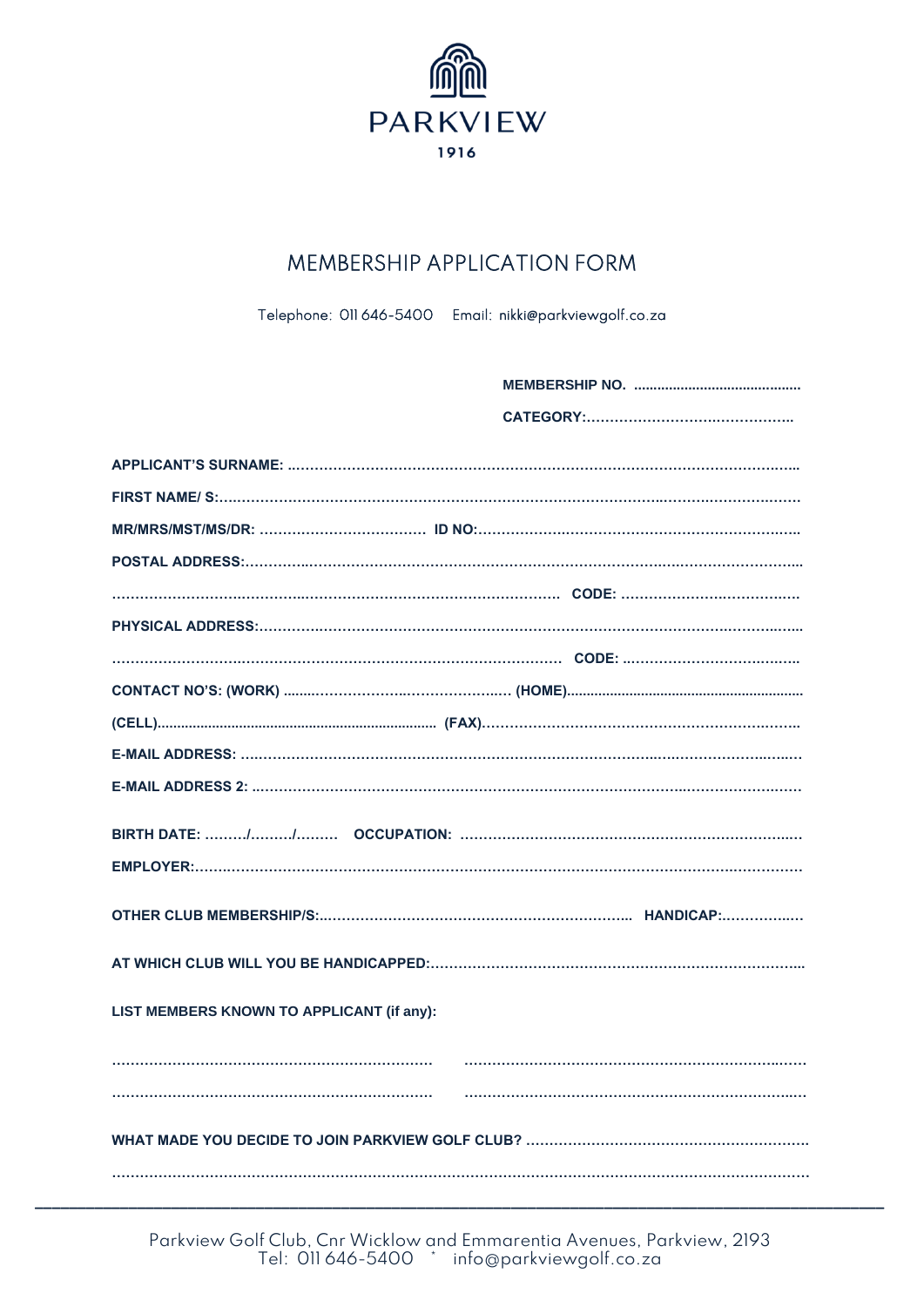PARKVIEW

1916

# MEMBERSHIP APPLICATION FORM

Telephone: 011 646-5400  Email: nikki@parkviewgolf.co.za

**MEMBERSHIP NO.** ..........................................

**CATEGORY:**..........................................

**APPLICANT'S SURNAME:** ..................................................................................................................

**FIRST NAME/ S:**..........................................................................................................................

**MR/MRS/MST/MS/DR:** ................................... **ID NO:**..................................................................

**POSTAL ADDRESS:**........................................................................................................................

.................................................................................................... **CODE:** ......................................

**PHYSICAL ADDRESS:**.....................................................................................................................

.................................................................................................... **CODE:** ......................................

**CONTACT NO'S: (WORK)** ............................................. **(HOME)**..........................................................

**(CELL)**........................................................................ **(FAX)**.................................................................

**E-MAIL ADDRESS:** .........................................................................................................................

**E-MAIL ADDRESS 2:** .......................................................................................................................

**BIRTH DATE:** ........./........./......... **OCCUPATION:** ...........................................................................

**EMPLOYER:**.................................................................................................................................

**OTHER CLUB MEMBERSHIP/S:**.................................................................. **HANDICAP:**.................

**AT WHICH CLUB WILL YOU BE HANDICAPPED:**.........................................................................................

**LIST MEMBERS KNOWN TO APPLICANT (if any):**

.................................................................... ..........................................................................

.................................................................... ..........................................................................

**WHAT MADE YOU DECIDE TO JOIN PARKVIEW GOLF CLUB?** ..............................................................

.........................................................................................................................................................

Parkview Golf Club, Cnr Wicklow and Emmarentia Avenues, Parkview, 2193
Tel: 011 646-5400 * info@parkviewgolf.co.za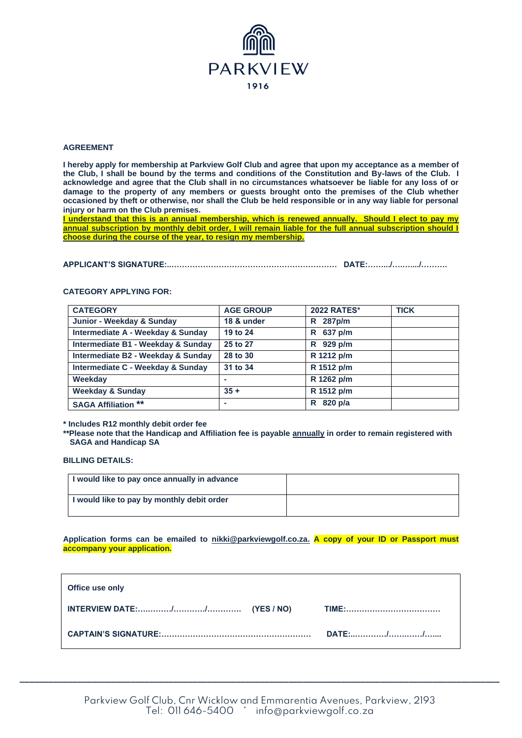PARKVIEW

1916

**AGREEMENT**

**I hereby apply for membership at Parkview Golf Club and agree that upon my acceptance as a member of the Club, I shall be bound by the terms and conditions of the Constitution and By-laws of the Club. I acknowledge and agree that the Club shall in no circumstances whatsoever be liable for any loss of or damage to the property of any members or guests brought onto the premises of the Club whether occasioned by theft or otherwise, nor shall the Club be held responsible or in any way liable for personal injury or harm on the Club premises.**

**I understand that this is an annual membership, which is renewed annually. Should I elect to pay my annual subscription by monthly debit order, I will remain liable for the full annual subscription should I choose during the course of the year, to resign my membership.**

**APPLICANT'S SIGNATURE:………………………………………………………… DATE:……../………./……….**

**CATEGORY APPLYING FOR:**

| CATEGORY | AGE GROUP | 2022 RATES* | TICK |
|---|---|---|---|
| Junior - Weekday & Sunday | 18 & under | R 287p/m | |
| Intermediate A - Weekday & Sunday | 19 to 24 | R 637 p/m | |
| Intermediate B1 - Weekday & Sunday | 25 to 27 | R 929 p/m | |
| Intermediate B2 - Weekday & Sunday | 28 to 30 | R 1212 p/m | |
| Intermediate C - Weekday & Sunday | 31 to 34 | R 1512 p/m | |
| Weekday | - | R 1262 p/m | |
| Weekday & Sunday | 35 + | R 1512 p/m | |
| SAGA Affiliation ** | - | R 820 p/a | |

**\* Includes R12 monthly debit order fee**

**\*\*Please note that the Handicap and Affiliation fee is payable annually in order to remain registered with SAGA and Handicap SA**

**BILLING DETAILS:**

| | |
|---|---|
| I would like to pay once annually in advance | |
| I would like to pay by monthly debit order | |

**Application forms can be emailed to nikki@parkviewgolf.co.za. A copy of your ID or Passport must accompany your application.**

**Office use only**

**INTERVIEW DATE:…………/…………/…………. (YES / NO) TIME:………………………………**

**CAPTAIN'S SIGNATURE:………………………………………………… DATE:…………/…………/…...**

Parkview Golf Club, Cnr Wicklow and Emmarentia Avenues, Parkview, 2193
Tel: 011 646-5400 * info@parkviewgolf.co.za